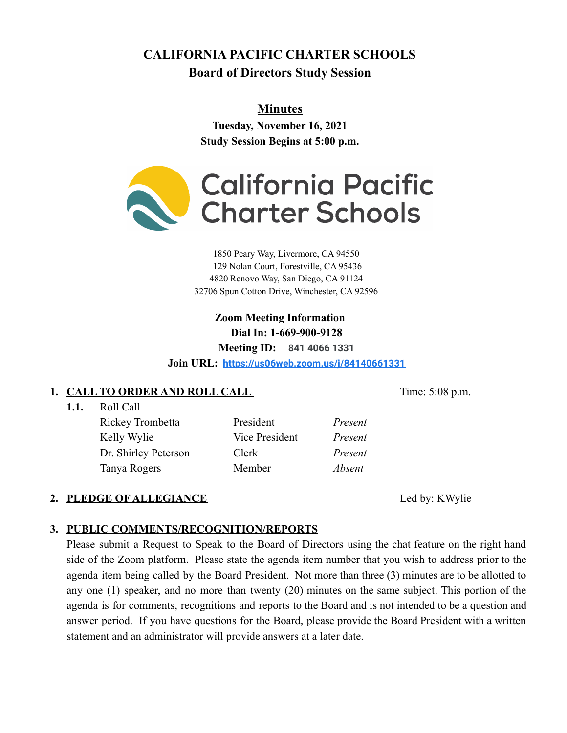# CALIFORNIA PACIFIC CHARTER SCHOOLS

## Board of Directors Study Session

**Minutes**

**Tuesday, November 16, 2021**

**Study Session Begins at 5:00 p.m.**

1850 Peary Way, Livermore, CA 94550
129 Nolan Court, Forestville, CA 95436
4820 Renovo Way, San Diego, CA 91124
32706 Spun Cotton Drive, Winchester, CA 92596

**Zoom Meeting Information**
**Dial In: 1-669-900-9128**
**Meeting ID: 841 4066 1331**
**Join URL: https://us06web.zoom.us/j/84140661331**

### 1. CALL TO ORDER AND ROLL CALL

Time: 5:08 p.m.

**1.1.** Roll Call

| | | |
|---|---|---|
| Rickey Trombetta | President | *Present* |
| Kelly Wylie | Vice President | *Present* |
| Dr. Shirley Peterson | Clerk | *Present* |
| Tanya Rogers | Member | *Absent* |

### 2. PLEDGE OF ALLEGIANCE

Led by: KWylie

### 3. PUBLIC COMMENTS/RECOGNITION/REPORTS

Please submit a Request to Speak to the Board of Directors using the chat feature on the right hand side of the Zoom platform. Please state the agenda item number that you wish to address prior to the agenda item being called by the Board President. Not more than three (3) minutes are to be allotted to any one (1) speaker, and no more than twenty (20) minutes on the same subject. This portion of the agenda is for comments, recognitions and reports to the Board and is not intended to be a question and answer period. If you have questions for the Board, please provide the Board President with a written statement and an administrator will provide answers at a later date.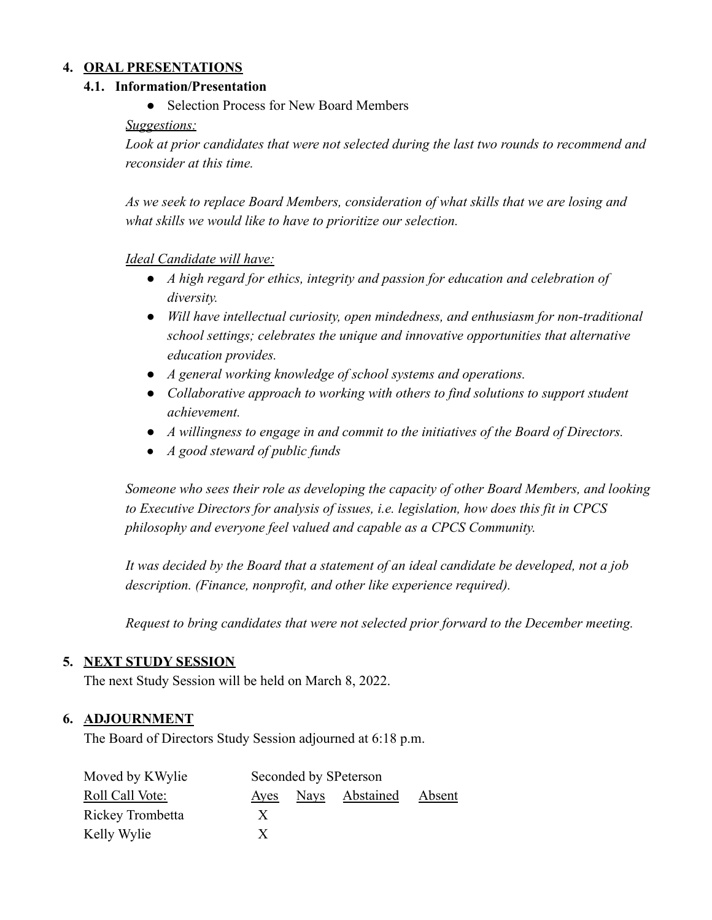## 4. ORAL PRESENTATIONS

### 4.1. Information/Presentation

- Selection Process for New Board Members

*Suggestions:*

*Look at prior candidates that were not selected during the last two rounds to recommend and reconsider at this time.*

*As we seek to replace Board Members, consideration of what skills that we are losing and what skills we would like to have to prioritize our selection.*

*Ideal Candidate will have:*

- *A high regard for ethics, integrity and passion for education and celebration of diversity.*
- *Will have intellectual curiosity, open mindedness, and enthusiasm for non-traditional school settings; celebrates the unique and innovative opportunities that alternative education provides.*
- *A general working knowledge of school systems and operations.*
- *Collaborative approach to working with others to find solutions to support student achievement.*
- *A willingness to engage in and commit to the initiatives of the Board of Directors.*
- *A good steward of public funds*

*Someone who sees their role as developing the capacity of other Board Members, and looking to Executive Directors for analysis of issues, i.e. legislation, how does this fit in CPCS philosophy and everyone feel valued and capable as a CPCS Community.*

*It was decided by the Board that a statement of an ideal candidate be developed, not a job description. (Finance, nonprofit, and other like experience required).*

*Request to bring candidates that were not selected prior forward to the December meeting.*

## 5. NEXT STUDY SESSION

The next Study Session will be held on March 8, 2022.

## 6. ADJOURNMENT

The Board of Directors Study Session adjourned at 6:18 p.m.

Moved by KWylie Seconded by SPeterson

| Roll Call Vote: | Ayes | Nays | Abstained | Absent |
|---|---|---|---|---|
| Rickey Trombetta | X | | | |
| Kelly Wylie | X | | | |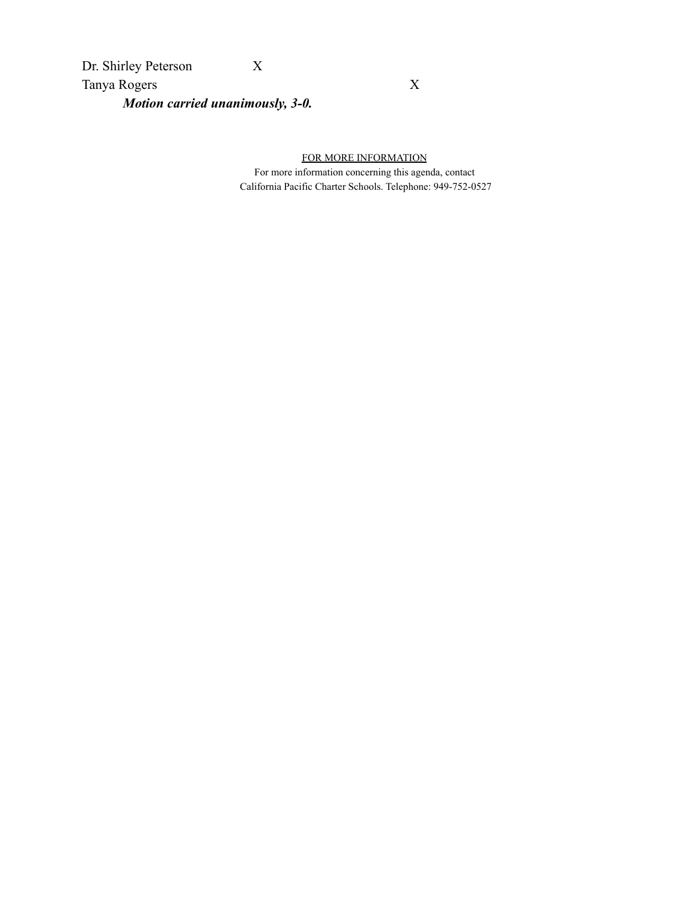| | | |
|---|---|---|
| Dr. Shirley Peterson | X | |
| Tanya Rogers | | X |

***Motion carried unanimously, 3-0.***

<u>FOR MORE INFORMATION</u>

For more information concerning this agenda, contact California Pacific Charter Schools. Telephone: 949-752-0527